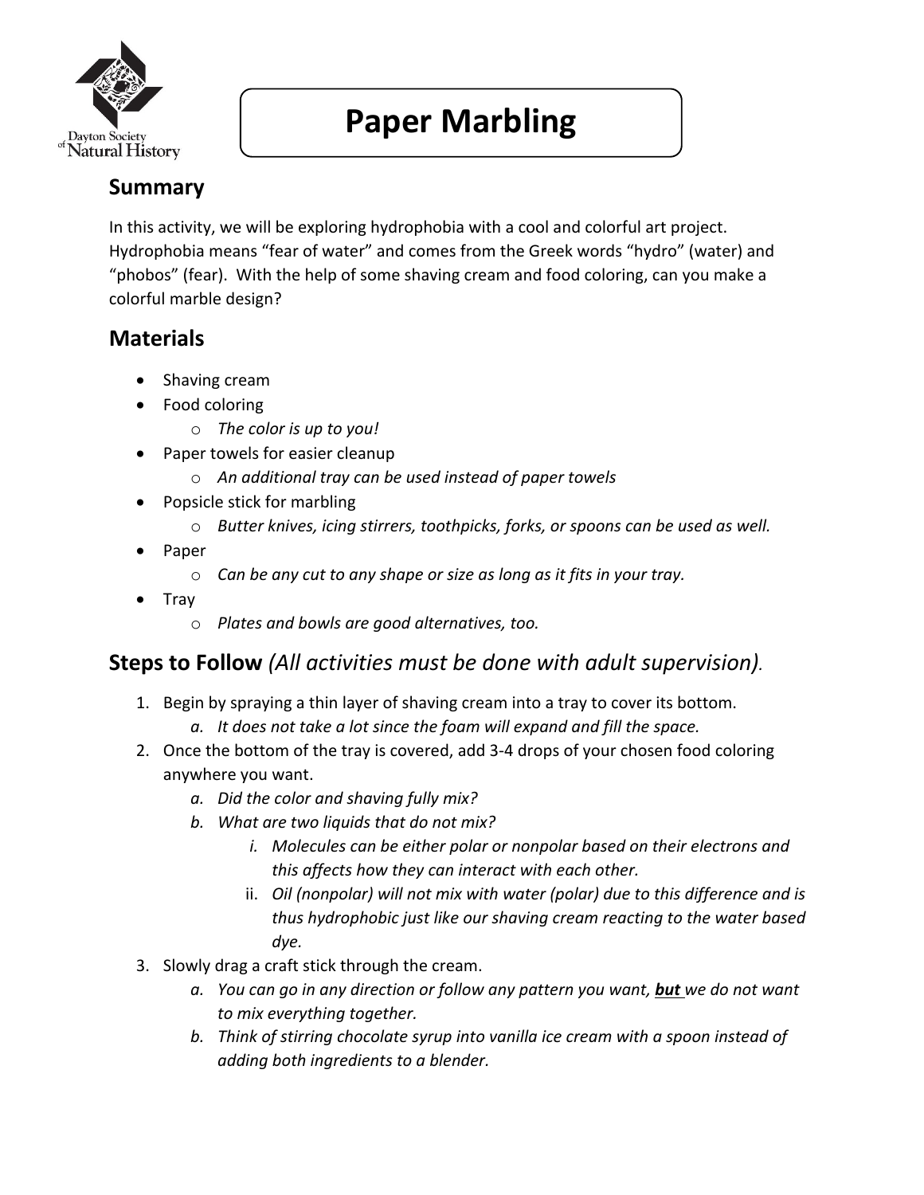Dayton Society of Natural History

# Paper Marbling

## Summary

In this activity, we will be exploring hydrophobia with a cool and colorful art project. Hydrophobia means "fear of water" and comes from the Greek words "hydro" (water) and "phobos" (fear). With the help of some shaving cream and food coloring, can you make a colorful marble design?

## Materials

- Shaving cream
- Food coloring
  - *The color is up to you!*
- Paper towels for easier cleanup
  - *An additional tray can be used instead of paper towels*
- Popsicle stick for marbling
  - *Butter knives, icing stirrers, toothpicks, forks, or spoons can be used as well.*
- Paper
  - *Can be any cut to any shape or size as long as it fits in your tray.*
- Tray
  - *Plates and bowls are good alternatives, too.*

## Steps to Follow *(All activities must be done with adult supervision)*.

1. Begin by spraying a thin layer of shaving cream into a tray to cover its bottom.
   a. *It does not take a lot since the foam will expand and fill the space.*
2. Once the bottom of the tray is covered, add 3-4 drops of your chosen food coloring anywhere you want.
   a. *Did the color and shaving fully mix?*
   b. *What are two liquids that do not mix?*
      i. *Molecules can be either polar or nonpolar based on their electrons and this affects how they can interact with each other.*
      ii. *Oil (nonpolar) will not mix with water (polar) due to this difference and is thus hydrophobic just like our shaving cream reacting to the water based dye.*
3. Slowly drag a craft stick through the cream.
   a. *You can go in any direction or follow any pattern you want,* ***but*** *we do not want to mix everything together.*
   b. *Think of stirring chocolate syrup into vanilla ice cream with a spoon instead of adding both ingredients to a blender.*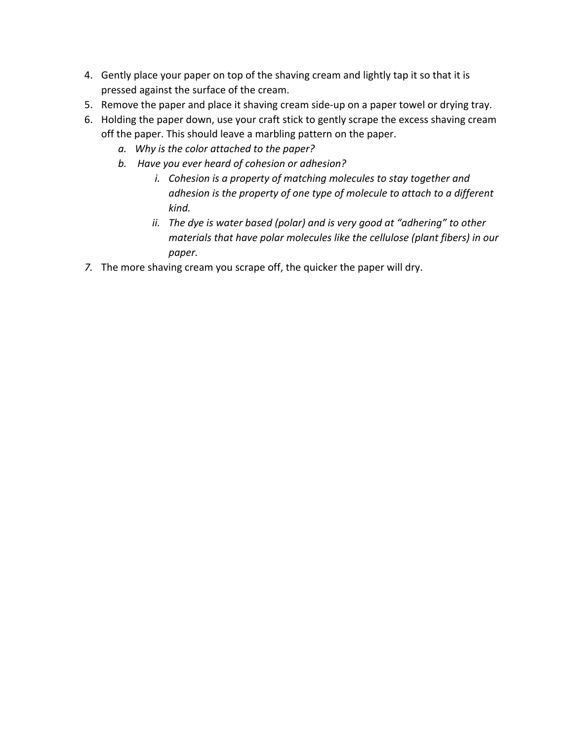4. Gently place your paper on top of the shaving cream and lightly tap it so that it is pressed against the surface of the cream.
5. Remove the paper and place it shaving cream side-up on a paper towel or drying tray.
6. Holding the paper down, use your craft stick to gently scrape the excess shaving cream off the paper. This should leave a marbling pattern on the paper.
    a. *Why is the color attached to the paper?*
    b. *Have you ever heard of cohesion or adhesion?*
        i. *Cohesion is a property of matching molecules to stay together and adhesion is the property of one type of molecule to attach to a different kind.*
        ii. *The dye is water based (polar) and is very good at "adhering" to other materials that have polar molecules like the cellulose (plant fibers) in our paper.*
7. The more shaving cream you scrape off, the quicker the paper will dry.